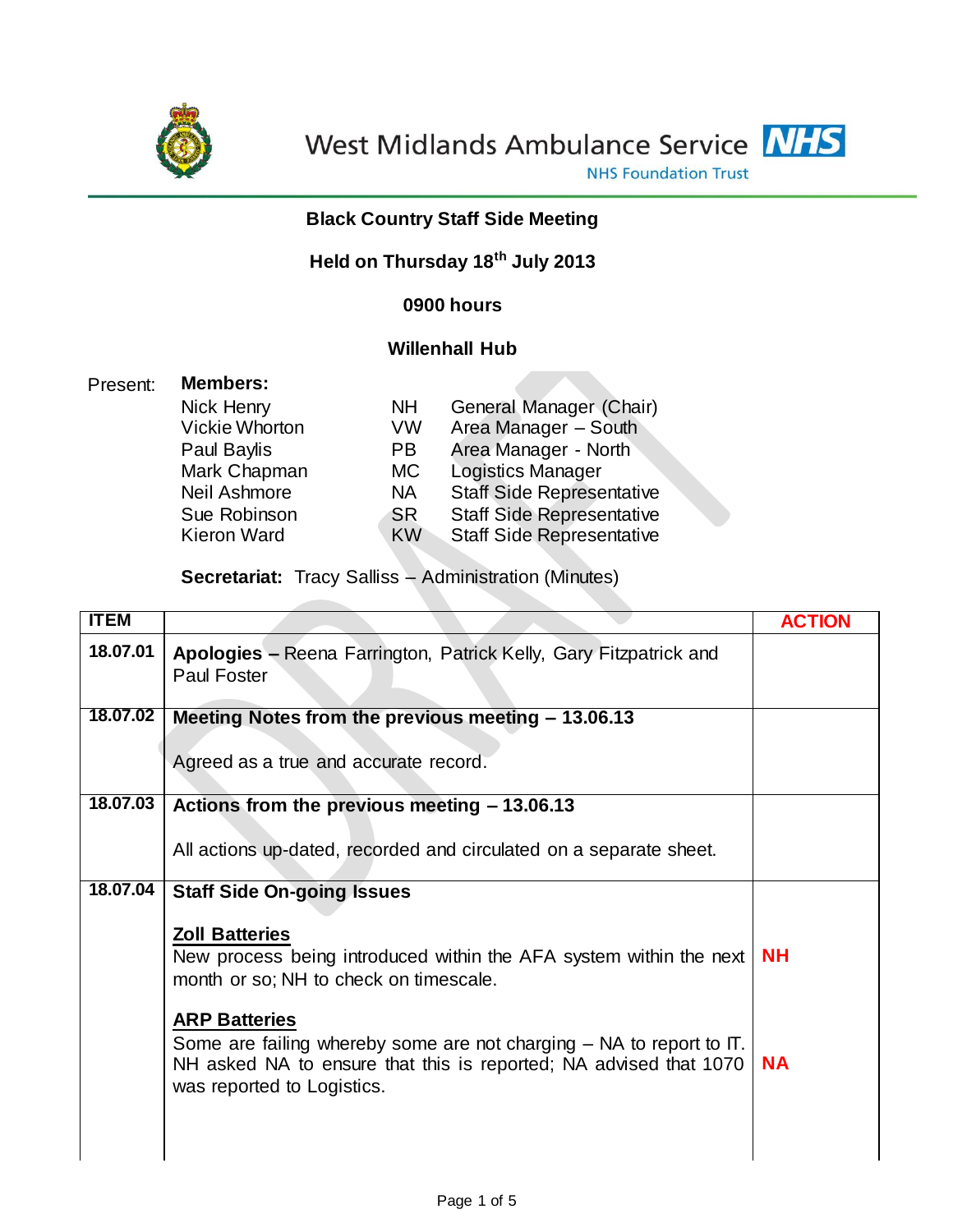West Midlands Ambulance Service NHS
NHS Foundation Trust

**Black Country Staff Side Meeting**

**Held on Thursday 18th July 2013**

**0900 hours**

**Willenhall Hub**

Present: **Members:**

| Name | Initials | Role |
|---|---|---|
| Nick Henry | NH | General Manager (Chair) |
| Vickie Whorton | VW | Area Manager – South |
| Paul Baylis | PB | Area Manager - North |
| Mark Chapman | MC | Logistics Manager |
| Neil Ashmore | NA | Staff Side Representative |
| Sue Robinson | SR | Staff Side Representative |
| Kieron Ward | KW | Staff Side Representative |

**Secretariat:** Tracy Salliss – Administration (Minutes)

| ITEM | | ACTION |
|---|---|---|
| 18.07.01 | **Apologies –** Reena Farrington, Patrick Kelly, Gary Fitzpatrick and Paul Foster | |
| 18.07.02 | **Meeting Notes from the previous meeting – 13.06.13**<br><br>Agreed as a true and accurate record. | |
| 18.07.03 | **Actions from the previous meeting – 13.06.13**<br><br>All actions up-dated, recorded and circulated on a separate sheet. | |
| 18.07.04 | **Staff Side On-going Issues**<br><br>**Zoll Batteries**<br>New process being introduced within the AFA system within the next month or so; NH to check on timescale.<br><br>**ARP Batteries**<br>Some are failing whereby some are not charging – NA to report to IT. NH asked NA to ensure that this is reported; NA advised that 1070 was reported to Logistics. | **NH**<br><br>**NA** |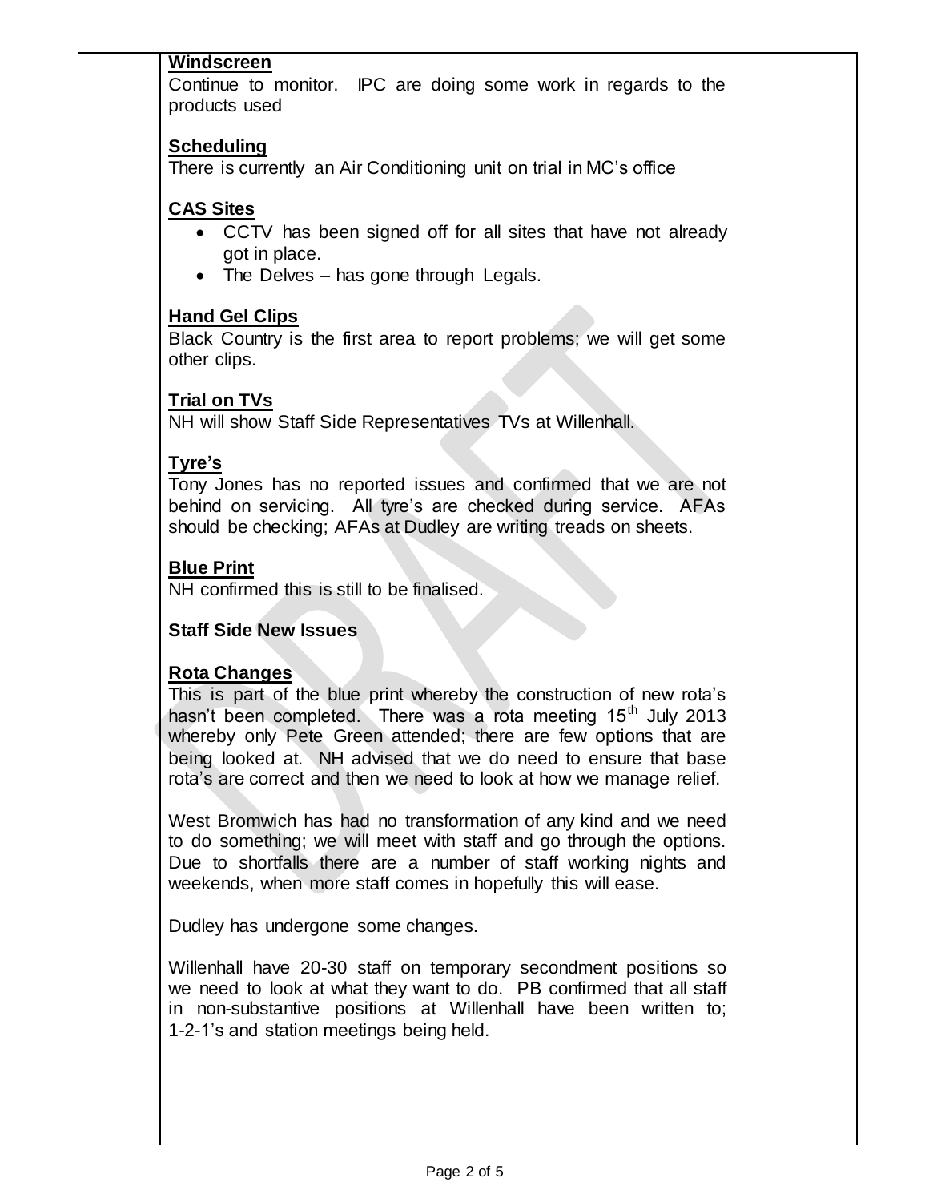**Windscreen**

Continue to monitor. IPC are doing some work in regards to the products used

**Scheduling**

There is currently an Air Conditioning unit on trial in MC's office

**CAS Sites**

- CCTV has been signed off for all sites that have not already got in place.
- The Delves – has gone through Legals.

**Hand Gel Clips**

Black Country is the first area to report problems; we will get some other clips.

**Trial on TVs**

NH will show Staff Side Representatives TVs at Willenhall.

**Tyre's**

Tony Jones has no reported issues and confirmed that we are not behind on servicing. All tyre's are checked during service. AFAs should be checking; AFAs at Dudley are writing treads on sheets.

**Blue Print**

NH confirmed this is still to be finalised.

**Staff Side New Issues**

**Rota Changes**

This is part of the blue print whereby the construction of new rota's hasn't been completed. There was a rota meeting 15th July 2013 whereby only Pete Green attended; there are few options that are being looked at. NH advised that we do need to ensure that base rota's are correct and then we need to look at how we manage relief.

West Bromwich has had no transformation of any kind and we need to do something; we will meet with staff and go through the options. Due to shortfalls there are a number of staff working nights and weekends, when more staff comes in hopefully this will ease.

Dudley has undergone some changes.

Willenhall have 20-30 staff on temporary secondment positions so we need to look at what they want to do. PB confirmed that all staff in non-substantive positions at Willenhall have been written to; 1-2-1's and station meetings being held.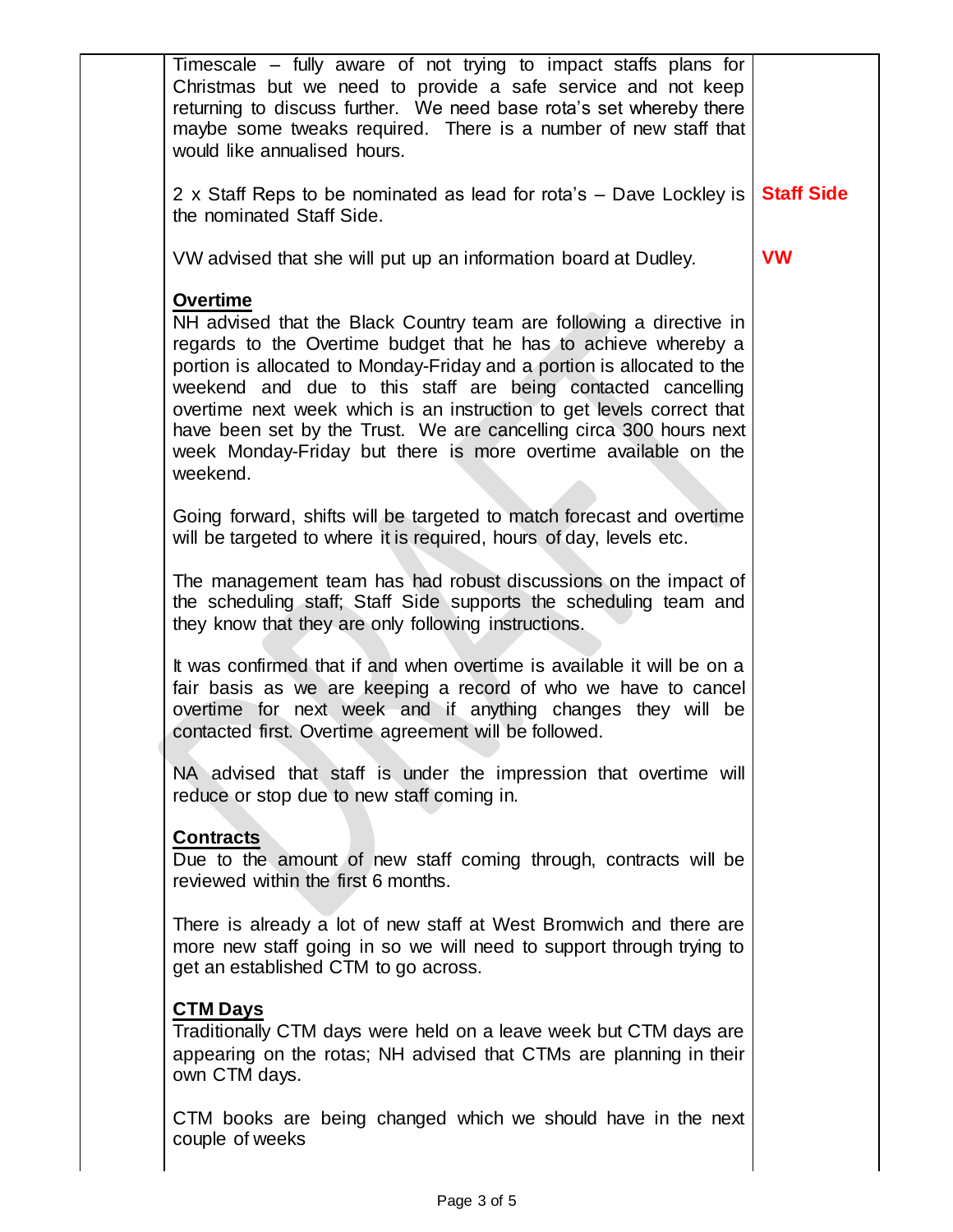| | | |
|---|---|---|
| | Timescale – fully aware of not trying to impact staffs plans for Christmas but we need to provide a safe service and not keep returning to discuss further. We need base rota's set whereby there maybe some tweaks required. There is a number of new staff that would like annualised hours. | |
| | 2 x Staff Reps to be nominated as lead for rota's – Dave Lockley is the nominated Staff Side. | **Staff Side** |
| | VW advised that she will put up an information board at Dudley. | **VW** |
| | **Overtime**<br>NH advised that the Black Country team are following a directive in regards to the Overtime budget that he has to achieve whereby a portion is allocated to Monday-Friday and a portion is allocated to the weekend and due to this staff are being contacted cancelling overtime next week which is an instruction to get levels correct that have been set by the Trust. We are cancelling circa 300 hours next week Monday-Friday but there is more overtime available on the weekend. | |
| | Going forward, shifts will be targeted to match forecast and overtime will be targeted to where it is required, hours of day, levels etc. | |
| | The management team has had robust discussions on the impact of the scheduling staff; Staff Side supports the scheduling team and they know that they are only following instructions. | |
| | It was confirmed that if and when overtime is available it will be on a fair basis as we are keeping a record of who we have to cancel overtime for next week and if anything changes they will be contacted first. Overtime agreement will be followed. | |
| | NA advised that staff is under the impression that overtime will reduce or stop due to new staff coming in. | |
| | **Contracts**<br>Due to the amount of new staff coming through, contracts will be reviewed within the first 6 months. | |
| | There is already a lot of new staff at West Bromwich and there are more new staff going in so we will need to support through trying to get an established CTM to go across. | |
| | **CTM Days**<br>Traditionally CTM days were held on a leave week but CTM days are appearing on the rotas; NH advised that CTMs are planning in their own CTM days. | |
| | CTM books are being changed which we should have in the next couple of weeks | |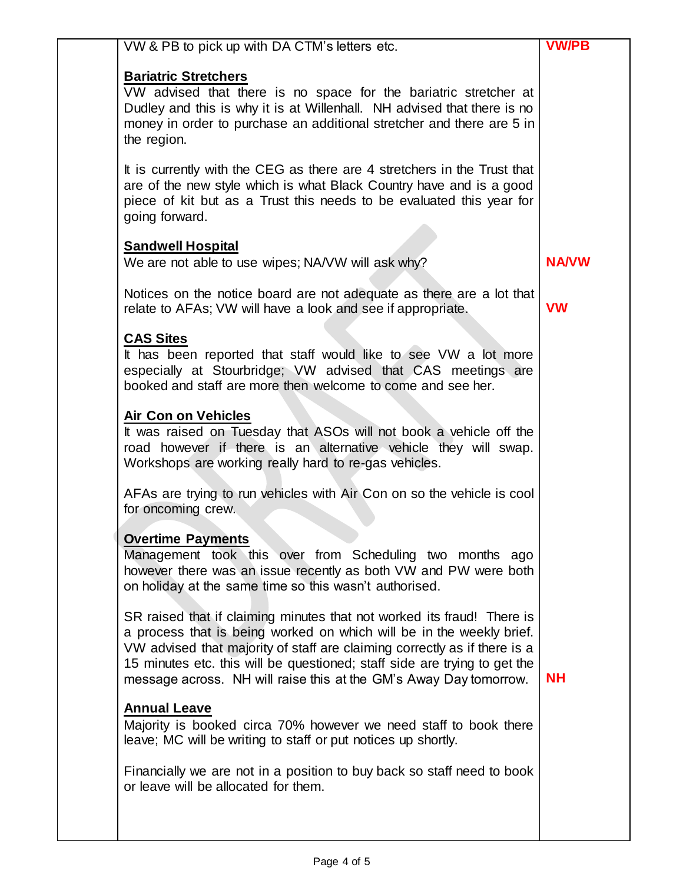| | | |
|---|---|---|
| | VW & PB to pick up with DA CTM's letters etc. | **VW/PB** |
| | **Bariatric Stretchers**<br>VW advised that there is no space for the bariatric stretcher at Dudley and this is why it is at Willenhall. NH advised that there is no money in order to purchase an additional stretcher and there are 5 in the region.<br><br>It is currently with the CEG as there are 4 stretchers in the Trust that are of the new style which is what Black Country have and is a good piece of kit but as a Trust this needs to be evaluated this year for going forward. | |
| | **Sandwell Hospital**<br>We are not able to use wipes; NA/VW will ask why? | **NA/VW** |
| | Notices on the notice board are not adequate as there are a lot that relate to AFAs; VW will have a look and see if appropriate. | **VW** |
| | **CAS Sites**<br>It has been reported that staff would like to see VW a lot more especially at Stourbridge; VW advised that CAS meetings are booked and staff are more then welcome to come and see her. | |
| | **Air Con on Vehicles**<br>It was raised on Tuesday that ASOs will not book a vehicle off the road however if there is an alternative vehicle they will swap. Workshops are working really hard to re-gas vehicles.<br><br>AFAs are trying to run vehicles with Air Con on so the vehicle is cool for oncoming crew. | |
| | **Overtime Payments**<br>Management took this over from Scheduling two months ago however there was an issue recently as both VW and PW were both on holiday at the same time so this wasn't authorised.<br><br>SR raised that if claiming minutes that not worked its fraud! There is a process that is being worked on which will be in the weekly brief. VW advised that majority of staff are claiming correctly as if there is a 15 minutes etc. this will be questioned; staff side are trying to get the message across. NH will raise this at the GM's Away Day tomorrow. | **NH** |
| | **Annual Leave**<br>Majority is booked circa 70% however we need staff to book there leave; MC will be writing to staff or put notices up shortly.<br><br>Financially we are not in a position to buy back so staff need to book or leave will be allocated for them. | |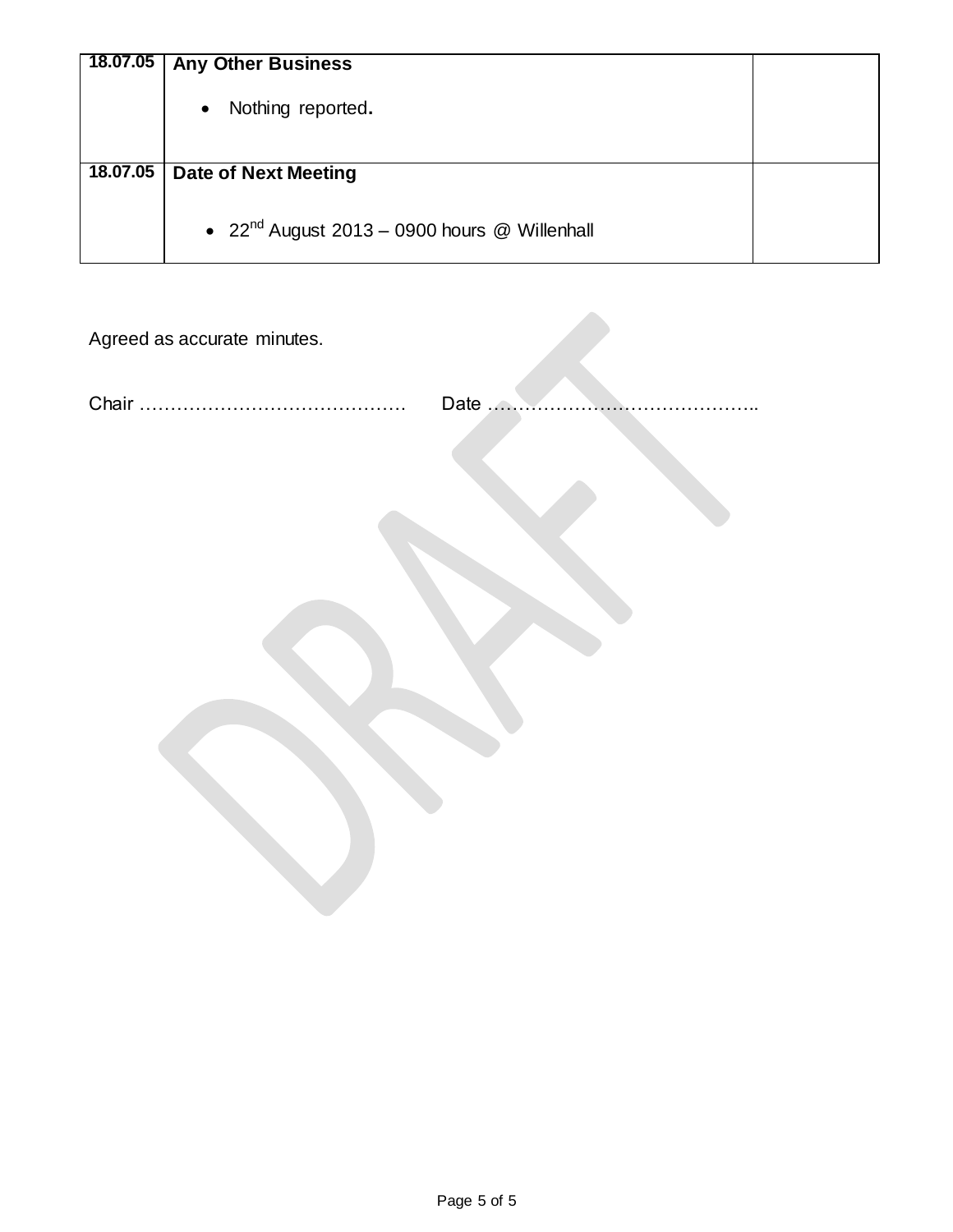| | | |
|---|---|---|
| 18.07.05 | **Any Other Business**<br><br>• Nothing reported**.** | |
| 18.07.05 | **Date of Next Meeting**<br><br>• 22nd August 2013 – 0900 hours @ Willenhall | |

Agreed as accurate minutes.

Chair …………………………………… Date ……………………………………..

DRAFT